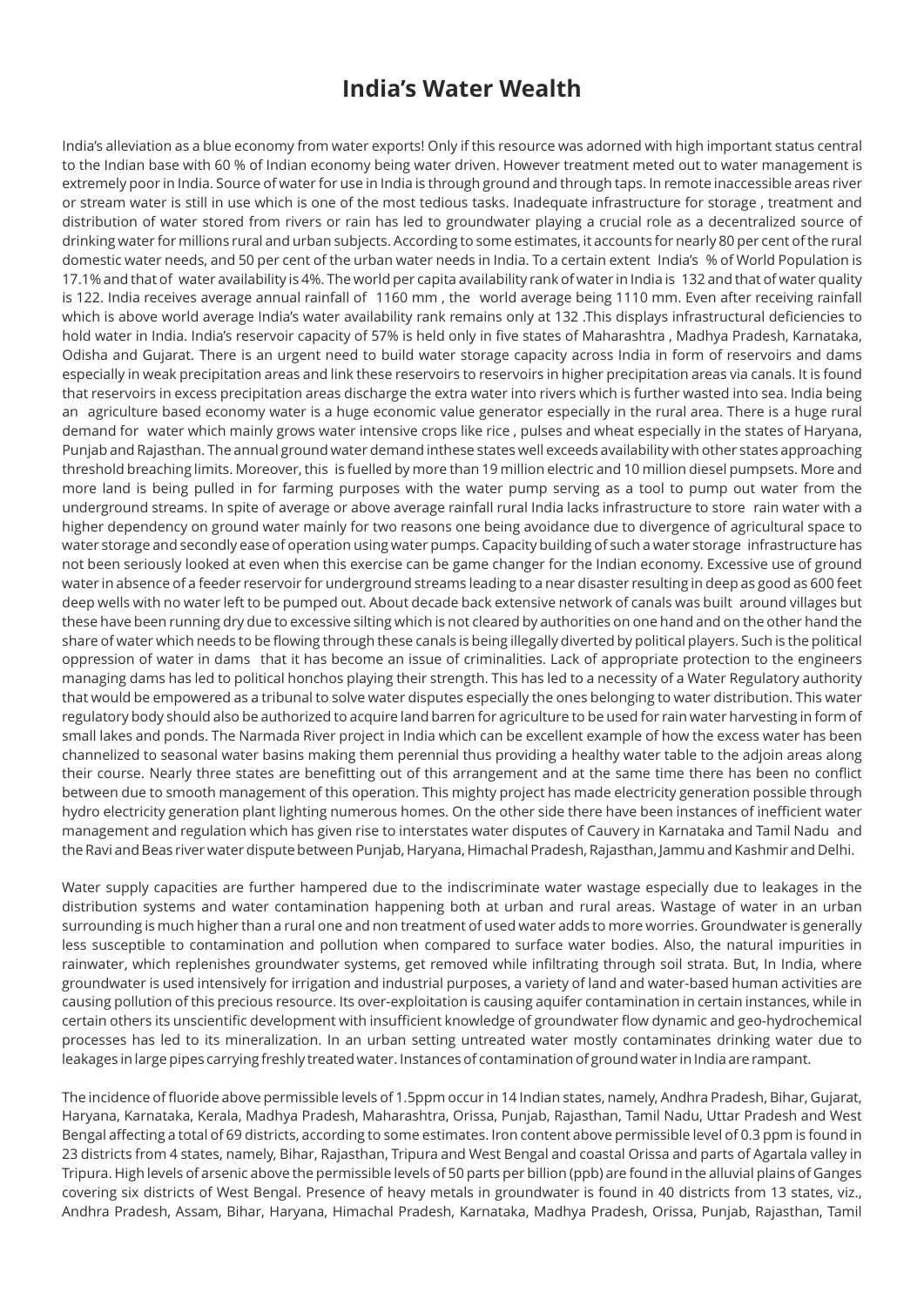# India's Water Wealth

India's alleviation as a blue economy from water exports! Only if this resource was adorned with high important status central to the Indian base with 60 % of Indian economy being water driven. However treatment meted out to water management is extremely poor in India. Source of water for use in India is through ground and through taps. In remote inaccessible areas river or stream water is still in use which is one of the most tedious tasks. Inadequate infrastructure for storage , treatment and distribution of water stored from rivers or rain has led to groundwater playing a crucial role as a decentralized source of drinking water for millions rural and urban subjects. According to some estimates, it accounts for nearly 80 per cent of the rural domestic water needs, and 50 per cent of the urban water needs in India. To a certain extent India's % of World Population is 17.1% and that of water availability is 4%. The world per capita availability rank of water in India is 132 and that of water quality is 122. India receives average annual rainfall of 1160 mm , the world average being 1110 mm. Even after receiving rainfall which is above world average India's water availability rank remains only at 132 .This displays infrastructural deficiencies to hold water in India. India's reservoir capacity of 57% is held only in five states of Maharashtra , Madhya Pradesh, Karnataka, Odisha and Gujarat. There is an urgent need to build water storage capacity across India in form of reservoirs and dams especially in weak precipitation areas and link these reservoirs to reservoirs in higher precipitation areas via canals. It is found that reservoirs in excess precipitation areas discharge the extra water into rivers which is further wasted into sea. India being an agriculture based economy water is a huge economic value generator especially in the rural area. There is a huge rural demand for water which mainly grows water intensive crops like rice , pulses and wheat especially in the states of Haryana, Punjab and Rajasthan. The annual ground water demand inthese states well exceeds availability with other states approaching threshold breaching limits. Moreover, this is fuelled by more than 19 million electric and 10 million diesel pumpsets. More and more land is being pulled in for farming purposes with the water pump serving as a tool to pump out water from the underground streams. In spite of average or above average rainfall rural India lacks infrastructure to store rain water with a higher dependency on ground water mainly for two reasons one being avoidance due to divergence of agricultural space to water storage and secondly ease of operation using water pumps. Capacity building of such a water storage infrastructure has not been seriously looked at even when this exercise can be game changer for the Indian economy. Excessive use of ground water in absence of a feeder reservoir for underground streams leading to a near disaster resulting in deep as good as 600 feet deep wells with no water left to be pumped out. About decade back extensive network of canals was built around villages but these have been running dry due to excessive silting which is not cleared by authorities on one hand and on the other hand the share of water which needs to be flowing through these canals is being illegally diverted by political players. Such is the political oppression of water in dams that it has become an issue of criminalities. Lack of appropriate protection to the engineers managing dams has led to political honchos playing their strength. This has led to a necessity of a Water Regulatory authority that would be empowered as a tribunal to solve water disputes especially the ones belonging to water distribution. This water regulatory body should also be authorized to acquire land barren for agriculture to be used for rain water harvesting in form of small lakes and ponds. The Narmada River project in India which can be excellent example of how the excess water has been channelized to seasonal water basins making them perennial thus providing a healthy water table to the adjoin areas along their course. Nearly three states are benefitting out of this arrangement and at the same time there has been no conflict between due to smooth management of this operation. This mighty project has made electricity generation possible through hydro electricity generation plant lighting numerous homes. On the other side there have been instances of inefficient water management and regulation which has given rise to interstates water disputes of Cauvery in Karnataka and Tamil Nadu and the Ravi and Beas river water dispute between Punjab, Haryana, Himachal Pradesh, Rajasthan, Jammu and Kashmir and Delhi.

Water supply capacities are further hampered due to the indiscriminate water wastage especially due to leakages in the distribution systems and water contamination happening both at urban and rural areas. Wastage of water in an urban surrounding is much higher than a rural one and non treatment of used water adds to more worries. Groundwater is generally less susceptible to contamination and pollution when compared to surface water bodies. Also, the natural impurities in rainwater, which replenishes groundwater systems, get removed while infiltrating through soil strata. But, In India, where groundwater is used intensively for irrigation and industrial purposes, a variety of land and water-based human activities are causing pollution of this precious resource. Its over-exploitation is causing aquifer contamination in certain instances, while in certain others its unscientific development with insufficient knowledge of groundwater flow dynamic and geo-hydrochemical processes has led to its mineralization. In an urban setting untreated water mostly contaminates drinking water due to leakages in large pipes carrying freshly treated water. Instances of contamination of ground water in India are rampant.

The incidence of fluoride above permissible levels of 1.5ppm occur in 14 Indian states, namely, Andhra Pradesh, Bihar, Gujarat, Haryana, Karnataka, Kerala, Madhya Pradesh, Maharashtra, Orissa, Punjab, Rajasthan, Tamil Nadu, Uttar Pradesh and West Bengal affecting a total of 69 districts, according to some estimates. Iron content above permissible level of 0.3 ppm is found in 23 districts from 4 states, namely, Bihar, Rajasthan, Tripura and West Bengal and coastal Orissa and parts of Agartala valley in Tripura. High levels of arsenic above the permissible levels of 50 parts per billion (ppb) are found in the alluvial plains of Ganges covering six districts of West Bengal. Presence of heavy metals in groundwater is found in 40 districts from 13 states, viz., Andhra Pradesh, Assam, Bihar, Haryana, Himachal Pradesh, Karnataka, Madhya Pradesh, Orissa, Punjab, Rajasthan, Tamil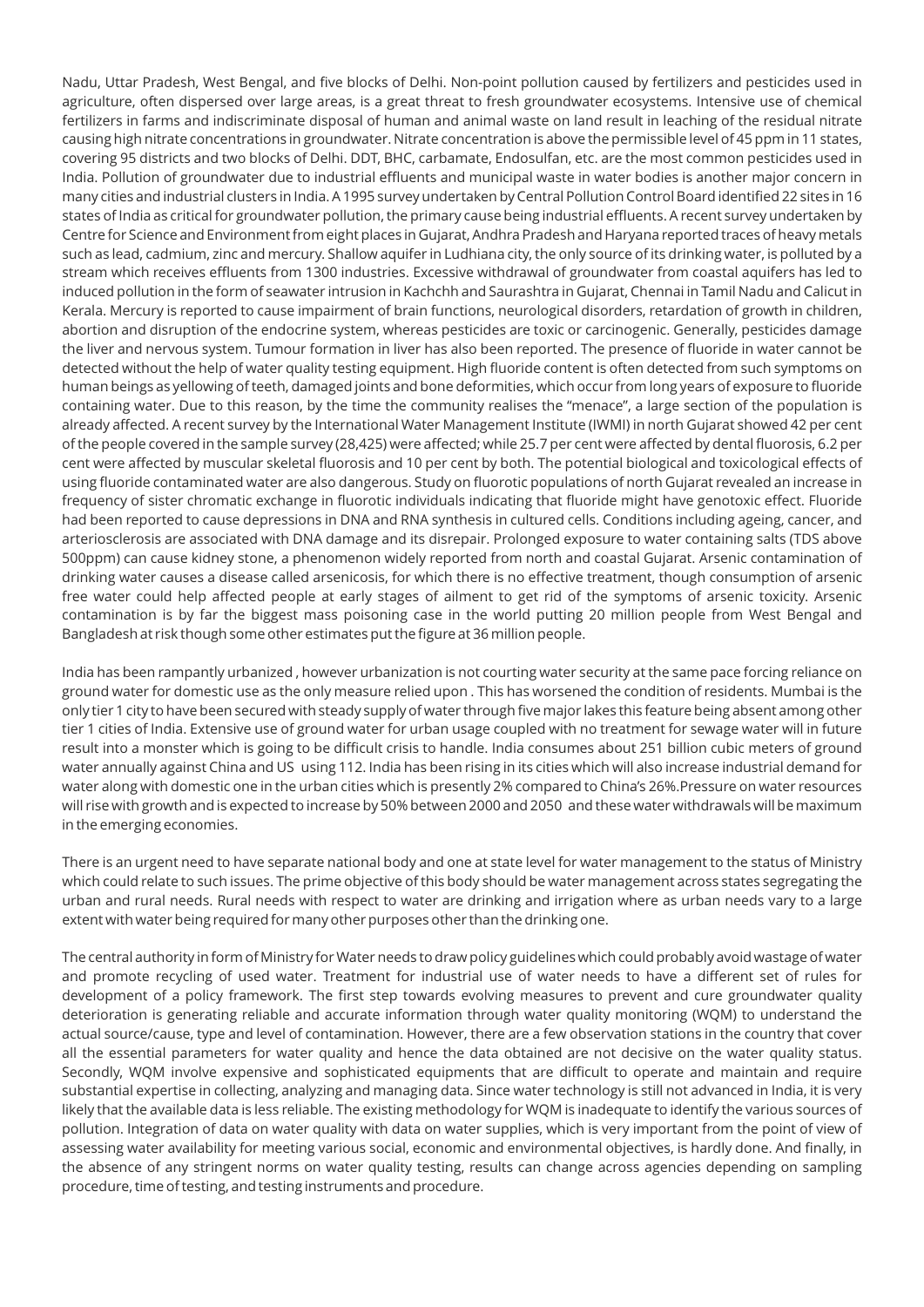Nadu, Uttar Pradesh, West Bengal, and five blocks of Delhi. Non-point pollution caused by fertilizers and pesticides used in agriculture, often dispersed over large areas, is a great threat to fresh groundwater ecosystems. Intensive use of chemical fertilizers in farms and indiscriminate disposal of human and animal waste on land result in leaching of the residual nitrate causing high nitrate concentrations in groundwater. Nitrate concentration is above the permissible level of 45 ppm in 11 states, covering 95 districts and two blocks of Delhi. DDT, BHC, carbamate, Endosulfan, etc. are the most common pesticides used in India. Pollution of groundwater due to industrial effluents and municipal waste in water bodies is another major concern in many cities and industrial clusters in India. A 1995 survey undertaken by Central Pollution Control Board identified 22 sites in 16 states of India as critical for groundwater pollution, the primary cause being industrial effluents. A recent survey undertaken by Centre for Science and Environment from eight places in Gujarat, Andhra Pradesh and Haryana reported traces of heavy metals such as lead, cadmium, zinc and mercury. Shallow aquifer in Ludhiana city, the only source of its drinking water, is polluted by a stream which receives effluents from 1300 industries. Excessive withdrawal of groundwater from coastal aquifers has led to induced pollution in the form of seawater intrusion in Kachchh and Saurashtra in Gujarat, Chennai in Tamil Nadu and Calicut in Kerala. Mercury is reported to cause impairment of brain functions, neurological disorders, retardation of growth in children, abortion and disruption of the endocrine system, whereas pesticides are toxic or carcinogenic. Generally, pesticides damage the liver and nervous system. Tumour formation in liver has also been reported. The presence of fluoride in water cannot be detected without the help of water quality testing equipment. High fluoride content is often detected from such symptoms on human beings as yellowing of teeth, damaged joints and bone deformities, which occur from long years of exposure to fluoride containing water. Due to this reason, by the time the community realises the "menace", a large section of the population is already affected. A recent survey by the International Water Management Institute (IWMI) in north Gujarat showed 42 per cent of the people covered in the sample survey (28,425) were affected; while 25.7 per cent were affected by dental fluorosis, 6.2 per cent were affected by muscular skeletal fluorosis and 10 per cent by both. The potential biological and toxicological effects of using fluoride contaminated water are also dangerous. Study on fluorotic populations of north Gujarat revealed an increase in frequency of sister chromatic exchange in fluorotic individuals indicating that fluoride might have genotoxic effect. Fluoride had been reported to cause depressions in DNA and RNA synthesis in cultured cells. Conditions including ageing, cancer, and arteriosclerosis are associated with DNA damage and its disrepair. Prolonged exposure to water containing salts (TDS above 500ppm) can cause kidney stone, a phenomenon widely reported from north and coastal Gujarat. Arsenic contamination of drinking water causes a disease called arsenicosis, for which there is no effective treatment, though consumption of arsenic free water could help affected people at early stages of ailment to get rid of the symptoms of arsenic toxicity. Arsenic contamination is by far the biggest mass poisoning case in the world putting 20 million people from West Bengal and Bangladesh at risk though some other estimates put the figure at 36 million people.

India has been rampantly urbanized , however urbanization is not courting water security at the same pace forcing reliance on ground water for domestic use as the only measure relied upon . This has worsened the condition of residents. Mumbai is the only tier 1 city to have been secured with steady supply of water through five major lakes this feature being absent among other tier 1 cities of India. Extensive use of ground water for urban usage coupled with no treatment for sewage water will in future result into a monster which is going to be difficult crisis to handle. India consumes about 251 billion cubic meters of ground water annually against China and US using 112. India has been rising in its cities which will also increase industrial demand for water along with domestic one in the urban cities which is presently 2% compared to China's 26%.Pressure on water resources will rise with growth and is expected to increase by 50% between 2000 and 2050 and these water withdrawals will be maximum in the emerging economies.

There is an urgent need to have separate national body and one at state level for water management to the status of Ministry which could relate to such issues. The prime objective of this body should be water management across states segregating the urban and rural needs. Rural needs with respect to water are drinking and irrigation where as urban needs vary to a large extent with water being required for many other purposes other than the drinking one.

The central authority in form of Ministry for Water needs to draw policy guidelines which could probably avoid wastage of water and promote recycling of used water. Treatment for industrial use of water needs to have a different set of rules for development of a policy framework. The first step towards evolving measures to prevent and cure groundwater quality deterioration is generating reliable and accurate information through water quality monitoring (WQM) to understand the actual source/cause, type and level of contamination. However, there are a few observation stations in the country that cover all the essential parameters for water quality and hence the data obtained are not decisive on the water quality status. Secondly, WQM involve expensive and sophisticated equipments that are difficult to operate and maintain and require substantial expertise in collecting, analyzing and managing data. Since water technology is still not advanced in India, it is very likely that the available data is less reliable. The existing methodology for WQM is inadequate to identify the various sources of pollution. Integration of data on water quality with data on water supplies, which is very important from the point of view of assessing water availability for meeting various social, economic and environmental objectives, is hardly done. And finally, in the absence of any stringent norms on water quality testing, results can change across agencies depending on sampling procedure, time of testing, and testing instruments and procedure.